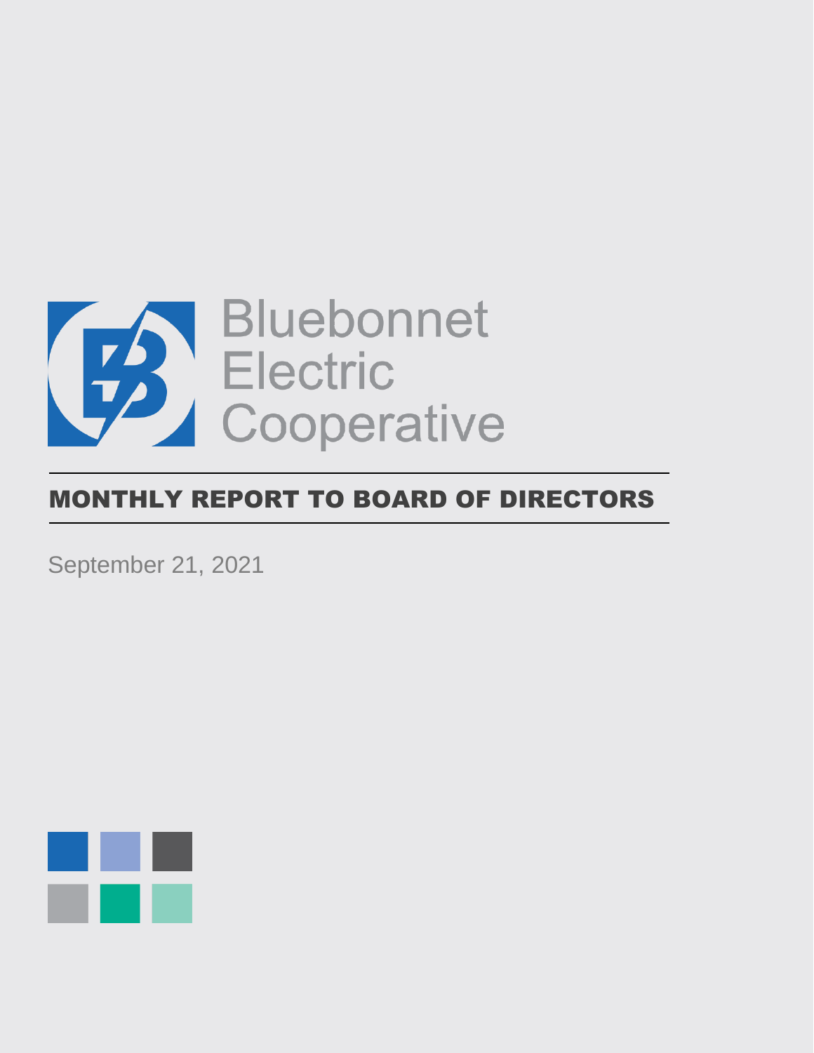Bluebonnet Electric Cooperative

# MONTHLY REPORT TO BOARD OF DIRECTORS

September 21, 2021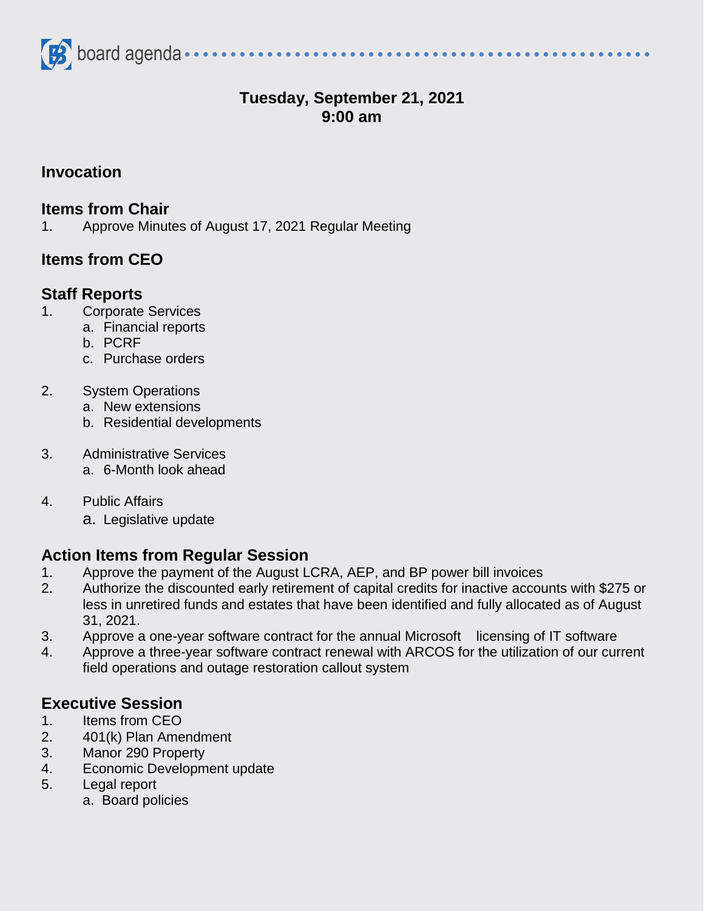board agenda

**Tuesday, September 21, 2021**
**9:00 am**

## Invocation

## Items from Chair

1. Approve Minutes of August 17, 2021 Regular Meeting

## Items from CEO

## Staff Reports

1. Corporate Services
   a. Financial reports
   b. PCRF
   c. Purchase orders

2. System Operations
   a. New extensions
   b. Residential developments

3. Administrative Services
   a. 6-Month look ahead

4. Public Affairs
   a. Legislative update

## Action Items from Regular Session

1. Approve the payment of the August LCRA, AEP, and BP power bill invoices
2. Authorize the discounted early retirement of capital credits for inactive accounts with $275 or less in unretired funds and estates that have been identified and fully allocated as of August 31, 2021.
3. Approve a one-year software contract for the annual Microsoft licensing of IT software
4. Approve a three-year software contract renewal with ARCOS for the utilization of our current field operations and outage restoration callout system

## Executive Session

1. Items from CEO
2. 401(k) Plan Amendment
3. Manor 290 Property
4. Economic Development update
5. Legal report
   a. Board policies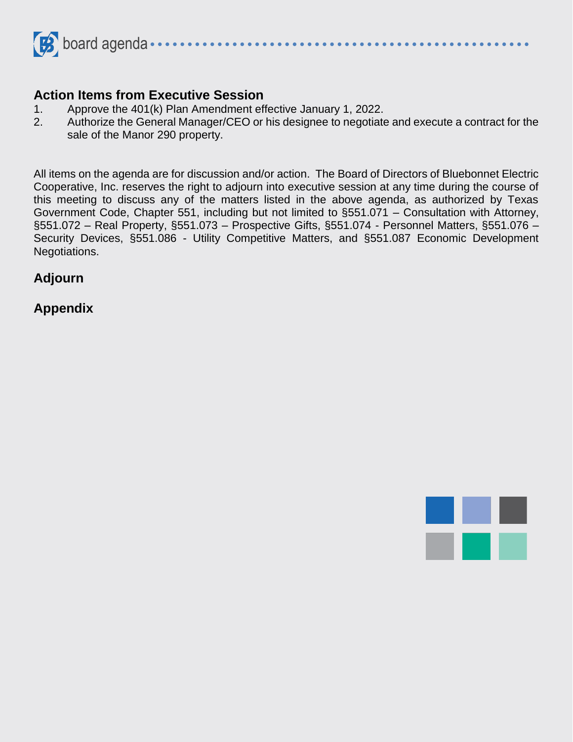## Action Items from Executive Session

1. Approve the 401(k) Plan Amendment effective January 1, 2022.
2. Authorize the General Manager/CEO or his designee to negotiate and execute a contract for the sale of the Manor 290 property.

All items on the agenda are for discussion and/or action. The Board of Directors of Bluebonnet Electric Cooperative, Inc. reserves the right to adjourn into executive session at any time during the course of this meeting to discuss any of the matters listed in the above agenda, as authorized by Texas Government Code, Chapter 551, including but not limited to §551.071 – Consultation with Attorney, §551.072 – Real Property, §551.073 – Prospective Gifts, §551.074 - Personnel Matters, §551.076 – Security Devices, §551.086 - Utility Competitive Matters, and §551.087 Economic Development Negotiations.

## Adjourn

## Appendix